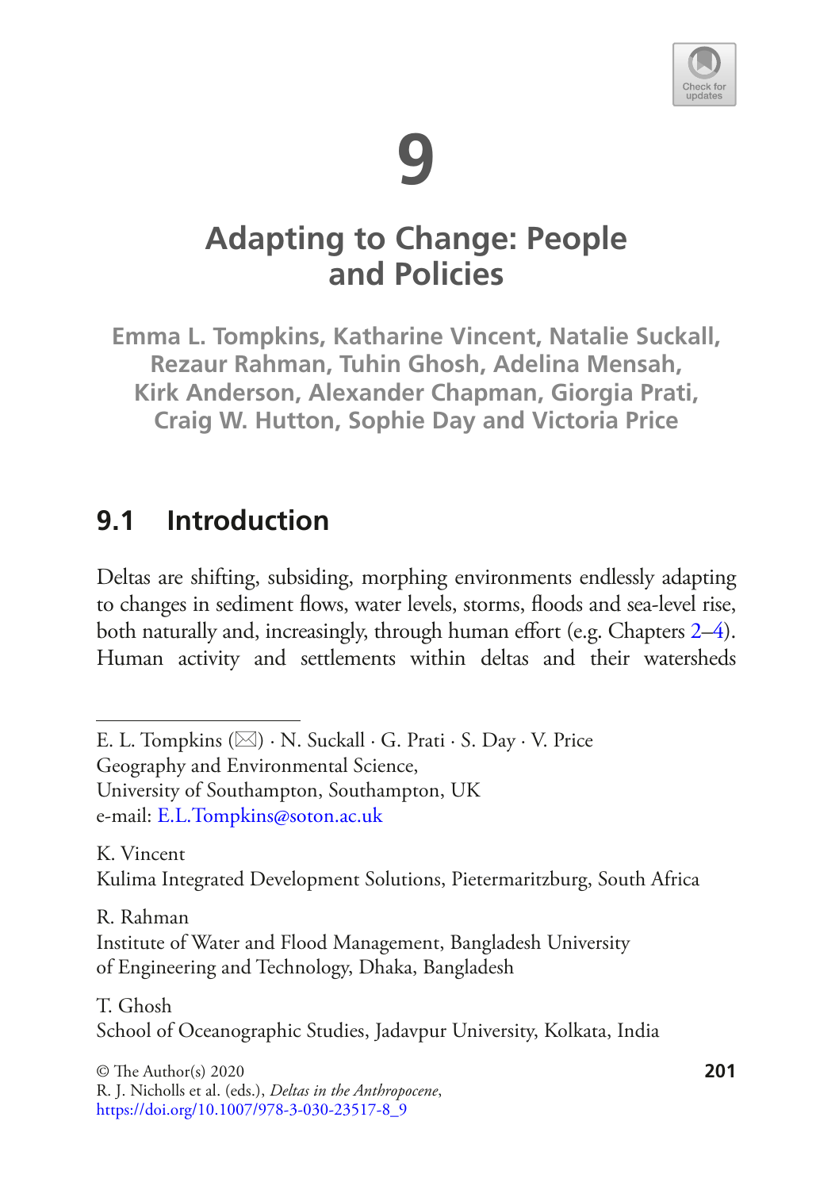# 9

# Adapting to Change: People and Policies

**Emma L. Tompkins, Katharine Vincent, Natalie Suckall, Rezaur Rahman, Tuhin Ghosh, Adelina Mensah, Kirk Anderson, Alexander Chapman, Giorgia Prati, Craig W. Hutton, Sophie Day and Victoria Price**

## 9.1 Introduction

Deltas are shifting, subsiding, morphing environments endlessly adapting to changes in sediment flows, water levels, storms, floods and sea-level rise, both naturally and, increasingly, through human effort (e.g. Chapters 2–4). Human activity and settlements within deltas and their watersheds

---

E. L. Tompkins (✉) · N. Suckall · G. Prati · S. Day · V. Price
Geography and Environmental Science,
University of Southampton, Southampton, UK
e-mail: E.L.Tompkins@soton.ac.uk

K. Vincent
Kulima Integrated Development Solutions, Pietermaritzburg, South Africa

R. Rahman
Institute of Water and Flood Management, Bangladesh University of Engineering and Technology, Dhaka, Bangladesh

T. Ghosh
School of Oceanographic Studies, Jadavpur University, Kolkata, India

© The Author(s) 2020
R. J. Nicholls et al. (eds.), *Deltas in the Anthropocene*,
https://doi.org/10.1007/978-3-030-23517-8_9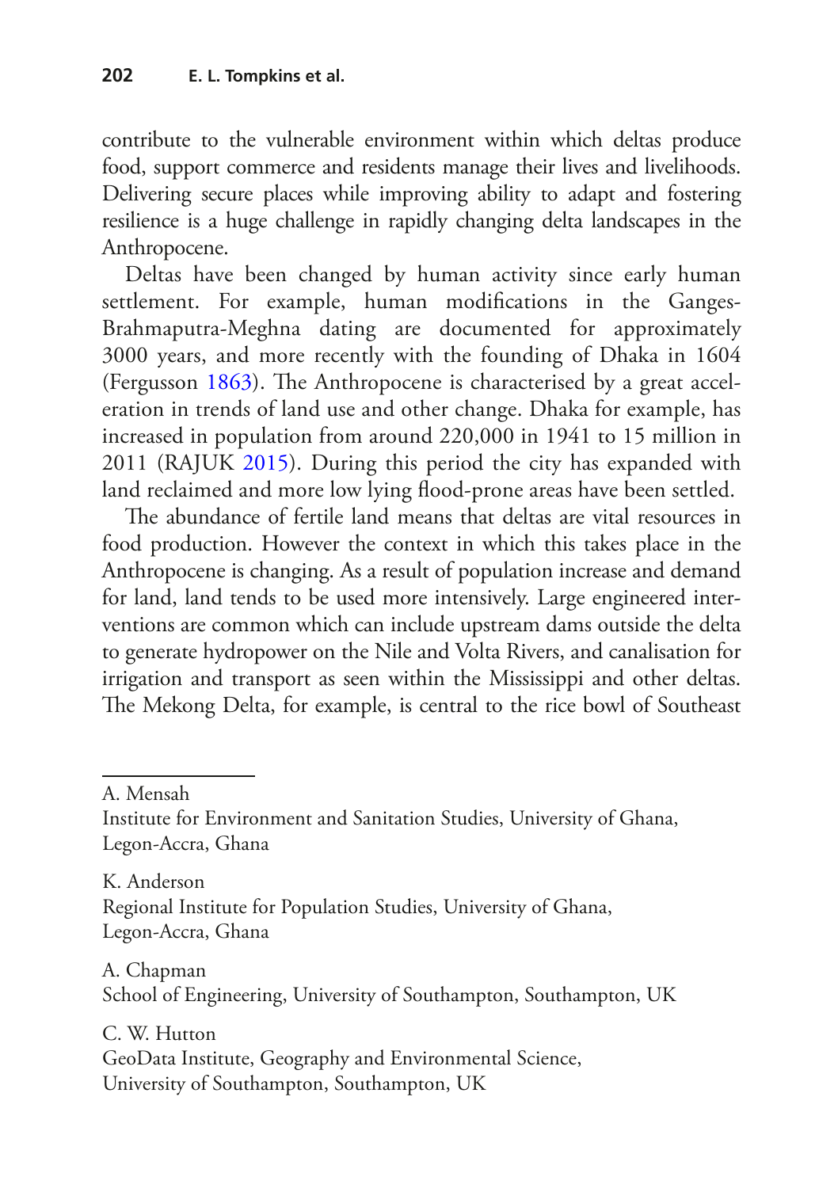contribute to the vulnerable environment within which deltas produce food, support commerce and residents manage their lives and livelihoods. Delivering secure places while improving ability to adapt and fostering resilience is a huge challenge in rapidly changing delta landscapes in the Anthropocene.

Deltas have been changed by human activity since early human settlement. For example, human modifications in the Ganges-Brahmaputra-Meghna dating are documented for approximately 3000 years, and more recently with the founding of Dhaka in 1604 (Fergusson 1863). The Anthropocene is characterised by a great acceleration in trends of land use and other change. Dhaka for example, has increased in population from around 220,000 in 1941 to 15 million in 2011 (RAJUK 2015). During this period the city has expanded with land reclaimed and more low lying flood-prone areas have been settled.

The abundance of fertile land means that deltas are vital resources in food production. However the context in which this takes place in the Anthropocene is changing. As a result of population increase and demand for land, land tends to be used more intensively. Large engineered interventions are common which can include upstream dams outside the delta to generate hydropower on the Nile and Volta Rivers, and canalisation for irrigation and transport as seen within the Mississippi and other deltas. The Mekong Delta, for example, is central to the rice bowl of Southeast

---

A. Mensah
Institute for Environment and Sanitation Studies, University of Ghana, Legon-Accra, Ghana

K. Anderson
Regional Institute for Population Studies, University of Ghana, Legon-Accra, Ghana

A. Chapman
School of Engineering, University of Southampton, Southampton, UK

C. W. Hutton
GeoData Institute, Geography and Environmental Science, University of Southampton, Southampton, UK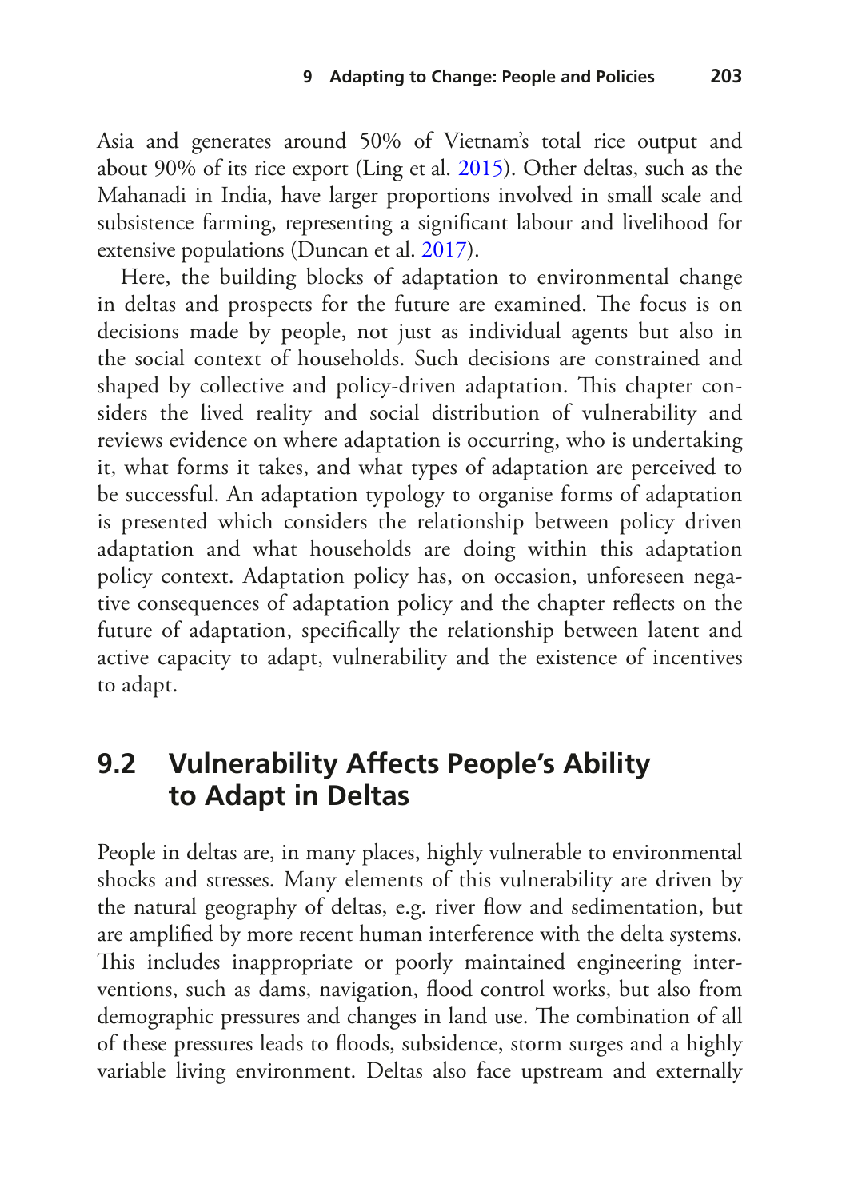Asia and generates around 50% of Vietnam's total rice output and about 90% of its rice export (Ling et al. 2015). Other deltas, such as the Mahanadi in India, have larger proportions involved in small scale and subsistence farming, representing a significant labour and livelihood for extensive populations (Duncan et al. 2017).

Here, the building blocks of adaptation to environmental change in deltas and prospects for the future are examined. The focus is on decisions made by people, not just as individual agents but also in the social context of households. Such decisions are constrained and shaped by collective and policy-driven adaptation. This chapter considers the lived reality and social distribution of vulnerability and reviews evidence on where adaptation is occurring, who is undertaking it, what forms it takes, and what types of adaptation are perceived to be successful. An adaptation typology to organise forms of adaptation is presented which considers the relationship between policy driven adaptation and what households are doing within this adaptation policy context. Adaptation policy has, on occasion, unforeseen negative consequences of adaptation policy and the chapter reflects on the future of adaptation, specifically the relationship between latent and active capacity to adapt, vulnerability and the existence of incentives to adapt.

## 9.2 Vulnerability Affects People's Ability to Adapt in Deltas

People in deltas are, in many places, highly vulnerable to environmental shocks and stresses. Many elements of this vulnerability are driven by the natural geography of deltas, e.g. river flow and sedimentation, but are amplified by more recent human interference with the delta systems. This includes inappropriate or poorly maintained engineering interventions, such as dams, navigation, flood control works, but also from demographic pressures and changes in land use. The combination of all of these pressures leads to floods, subsidence, storm surges and a highly variable living environment. Deltas also face upstream and externally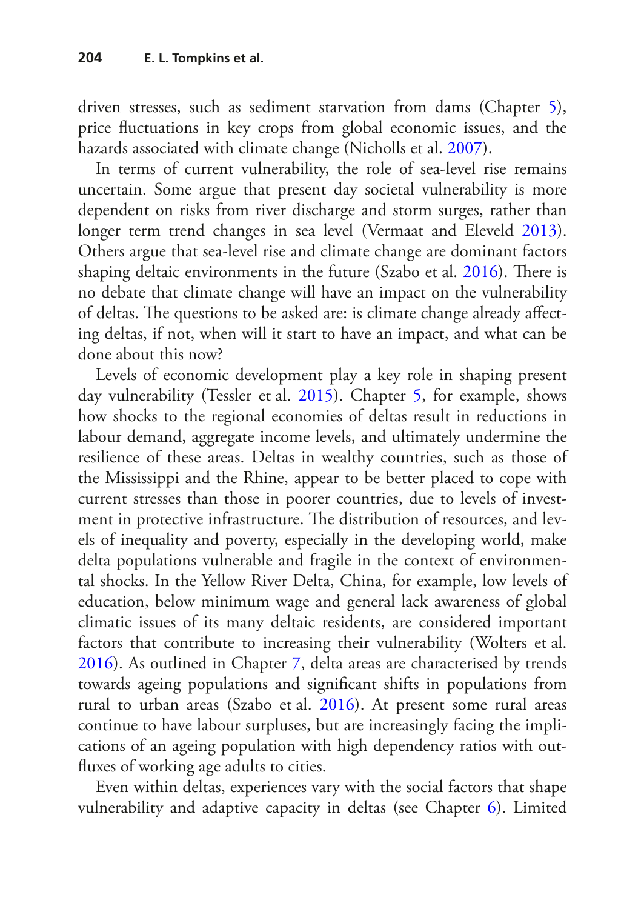driven stresses, such as sediment starvation from dams (Chapter 5), price fluctuations in key crops from global economic issues, and the hazards associated with climate change (Nicholls et al. 2007).

In terms of current vulnerability, the role of sea-level rise remains uncertain. Some argue that present day societal vulnerability is more dependent on risks from river discharge and storm surges, rather than longer term trend changes in sea level (Vermaat and Eleveld 2013). Others argue that sea-level rise and climate change are dominant factors shaping deltaic environments in the future (Szabo et al. 2016). There is no debate that climate change will have an impact on the vulnerability of deltas. The questions to be asked are: is climate change already affecting deltas, if not, when will it start to have an impact, and what can be done about this now?

Levels of economic development play a key role in shaping present day vulnerability (Tessler et al. 2015). Chapter 5, for example, shows how shocks to the regional economies of deltas result in reductions in labour demand, aggregate income levels, and ultimately undermine the resilience of these areas. Deltas in wealthy countries, such as those of the Mississippi and the Rhine, appear to be better placed to cope with current stresses than those in poorer countries, due to levels of investment in protective infrastructure. The distribution of resources, and levels of inequality and poverty, especially in the developing world, make delta populations vulnerable and fragile in the context of environmental shocks. In the Yellow River Delta, China, for example, low levels of education, below minimum wage and general lack awareness of global climatic issues of its many deltaic residents, are considered important factors that contribute to increasing their vulnerability (Wolters et al. 2016). As outlined in Chapter 7, delta areas are characterised by trends towards ageing populations and significant shifts in populations from rural to urban areas (Szabo et al. 2016). At present some rural areas continue to have labour surpluses, but are increasingly facing the implications of an ageing population with high dependency ratios with outfluxes of working age adults to cities.

Even within deltas, experiences vary with the social factors that shape vulnerability and adaptive capacity in deltas (see Chapter 6). Limited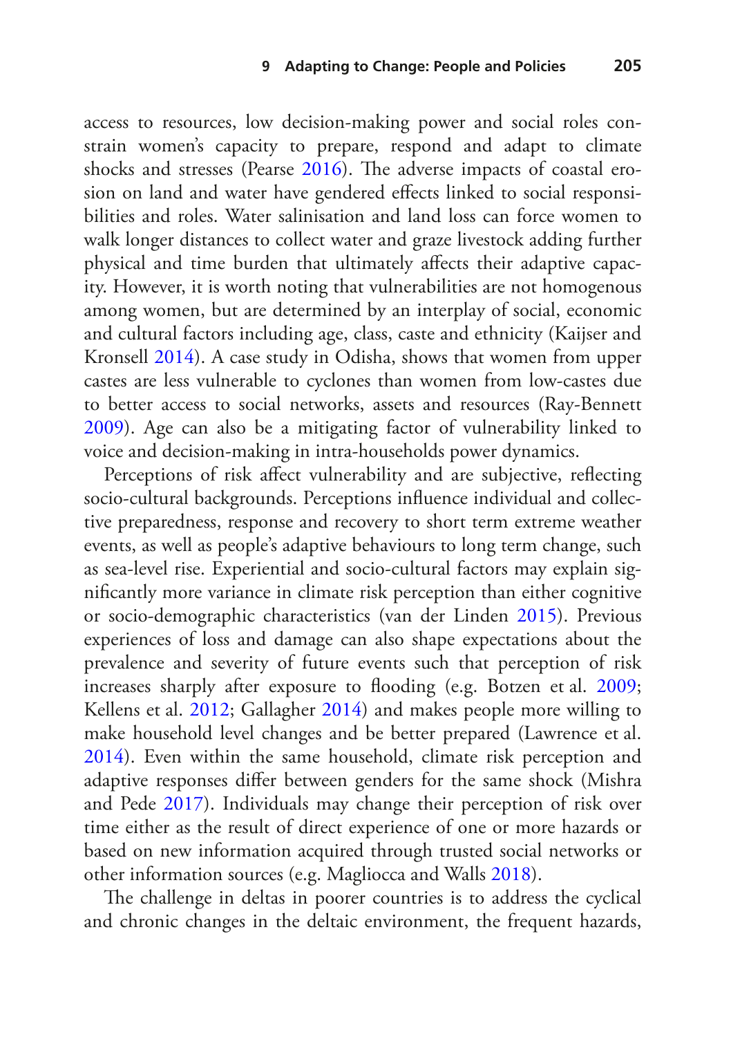access to resources, low decision-making power and social roles constrain women's capacity to prepare, respond and adapt to climate shocks and stresses (Pearse 2016). The adverse impacts of coastal erosion on land and water have gendered effects linked to social responsibilities and roles. Water salinisation and land loss can force women to walk longer distances to collect water and graze livestock adding further physical and time burden that ultimately affects their adaptive capacity. However, it is worth noting that vulnerabilities are not homogenous among women, but are determined by an interplay of social, economic and cultural factors including age, class, caste and ethnicity (Kaijser and Kronsell 2014). A case study in Odisha, shows that women from upper castes are less vulnerable to cyclones than women from low-castes due to better access to social networks, assets and resources (Ray-Bennett 2009). Age can also be a mitigating factor of vulnerability linked to voice and decision-making in intra-households power dynamics.

Perceptions of risk affect vulnerability and are subjective, reflecting socio-cultural backgrounds. Perceptions influence individual and collective preparedness, response and recovery to short term extreme weather events, as well as people's adaptive behaviours to long term change, such as sea-level rise. Experiential and socio-cultural factors may explain significantly more variance in climate risk perception than either cognitive or socio-demographic characteristics (van der Linden 2015). Previous experiences of loss and damage can also shape expectations about the prevalence and severity of future events such that perception of risk increases sharply after exposure to flooding (e.g. Botzen et al. 2009; Kellens et al. 2012; Gallagher 2014) and makes people more willing to make household level changes and be better prepared (Lawrence et al. 2014). Even within the same household, climate risk perception and adaptive responses differ between genders for the same shock (Mishra and Pede 2017). Individuals may change their perception of risk over time either as the result of direct experience of one or more hazards or based on new information acquired through trusted social networks or other information sources (e.g. Magliocca and Walls 2018).

The challenge in deltas in poorer countries is to address the cyclical and chronic changes in the deltaic environment, the frequent hazards,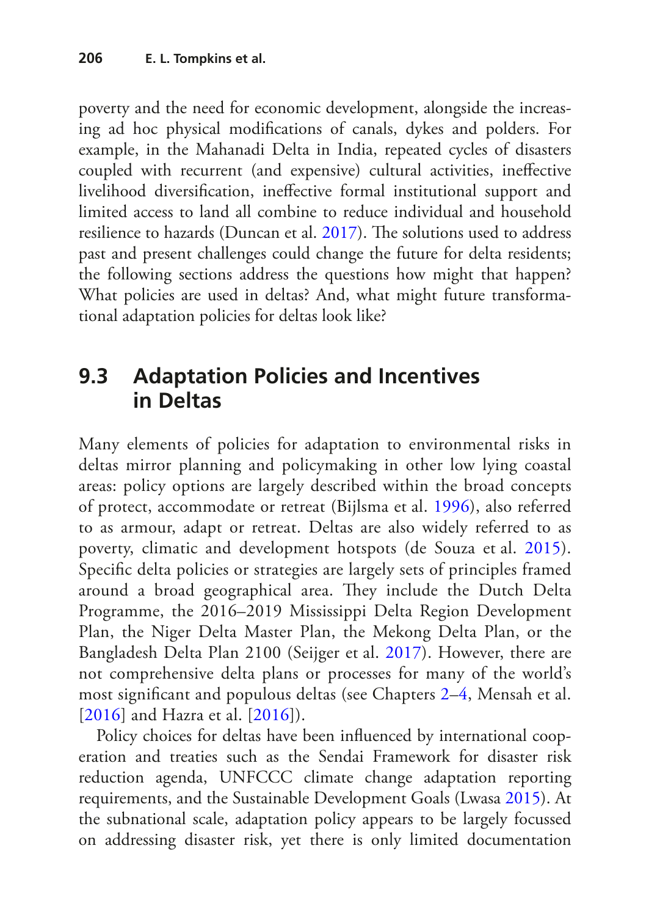poverty and the need for economic development, alongside the increasing ad hoc physical modifications of canals, dykes and polders. For example, in the Mahanadi Delta in India, repeated cycles of disasters coupled with recurrent (and expensive) cultural activities, ineffective livelihood diversification, ineffective formal institutional support and limited access to land all combine to reduce individual and household resilience to hazards (Duncan et al. 2017). The solutions used to address past and present challenges could change the future for delta residents; the following sections address the questions how might that happen? What policies are used in deltas? And, what might future transformational adaptation policies for deltas look like?

## 9.3 Adaptation Policies and Incentives in Deltas

Many elements of policies for adaptation to environmental risks in deltas mirror planning and policymaking in other low lying coastal areas: policy options are largely described within the broad concepts of protect, accommodate or retreat (Bijlsma et al. 1996), also referred to as armour, adapt or retreat. Deltas are also widely referred to as poverty, climatic and development hotspots (de Souza et al. 2015). Specific delta policies or strategies are largely sets of principles framed around a broad geographical area. They include the Dutch Delta Programme, the 2016–2019 Mississippi Delta Region Development Plan, the Niger Delta Master Plan, the Mekong Delta Plan, or the Bangladesh Delta Plan 2100 (Seijger et al. 2017). However, there are not comprehensive delta plans or processes for many of the world's most significant and populous deltas (see Chapters 2–4, Mensah et al. [2016] and Hazra et al. [2016]).

Policy choices for deltas have been influenced by international cooperation and treaties such as the Sendai Framework for disaster risk reduction agenda, UNFCCC climate change adaptation reporting requirements, and the Sustainable Development Goals (Lwasa 2015). At the subnational scale, adaptation policy appears to be largely focussed on addressing disaster risk, yet there is only limited documentation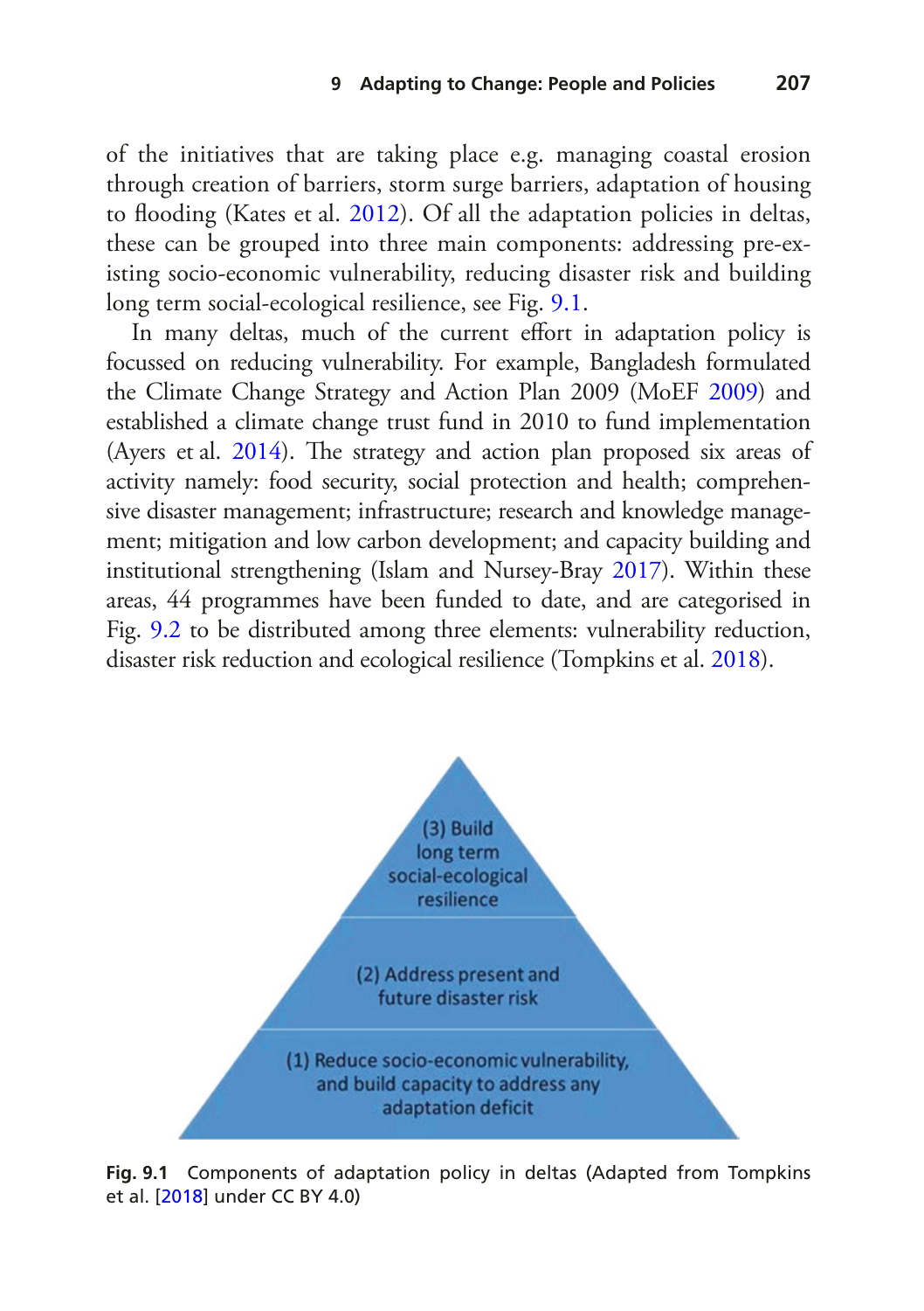of the initiatives that are taking place e.g. managing coastal erosion through creation of barriers, storm surge barriers, adaptation of housing to flooding (Kates et al. 2012). Of all the adaptation policies in deltas, these can be grouped into three main components: addressing pre-existing socio-economic vulnerability, reducing disaster risk and building long term social-ecological resilience, see Fig. 9.1.

In many deltas, much of the current effort in adaptation policy is focussed on reducing vulnerability. For example, Bangladesh formulated the Climate Change Strategy and Action Plan 2009 (MoEF 2009) and established a climate change trust fund in 2010 to fund implementation (Ayers et al. 2014). The strategy and action plan proposed six areas of activity namely: food security, social protection and health; comprehensive disaster management; infrastructure; research and knowledge management; mitigation and low carbon development; and capacity building and institutional strengthening (Islam and Nursey-Bray 2017). Within these areas, 44 programmes have been funded to date, and are categorised in Fig. 9.2 to be distributed among three elements: vulnerability reduction, disaster risk reduction and ecological resilience (Tompkins et al. 2018).

(3) Build long term social-ecological resilience

(2) Address present and future disaster risk

(1) Reduce socio-economic vulnerability, and build capacity to address any adaptation deficit

**Fig. 9.1** Components of adaptation policy in deltas (Adapted from Tompkins et al. [2018] under CC BY 4.0)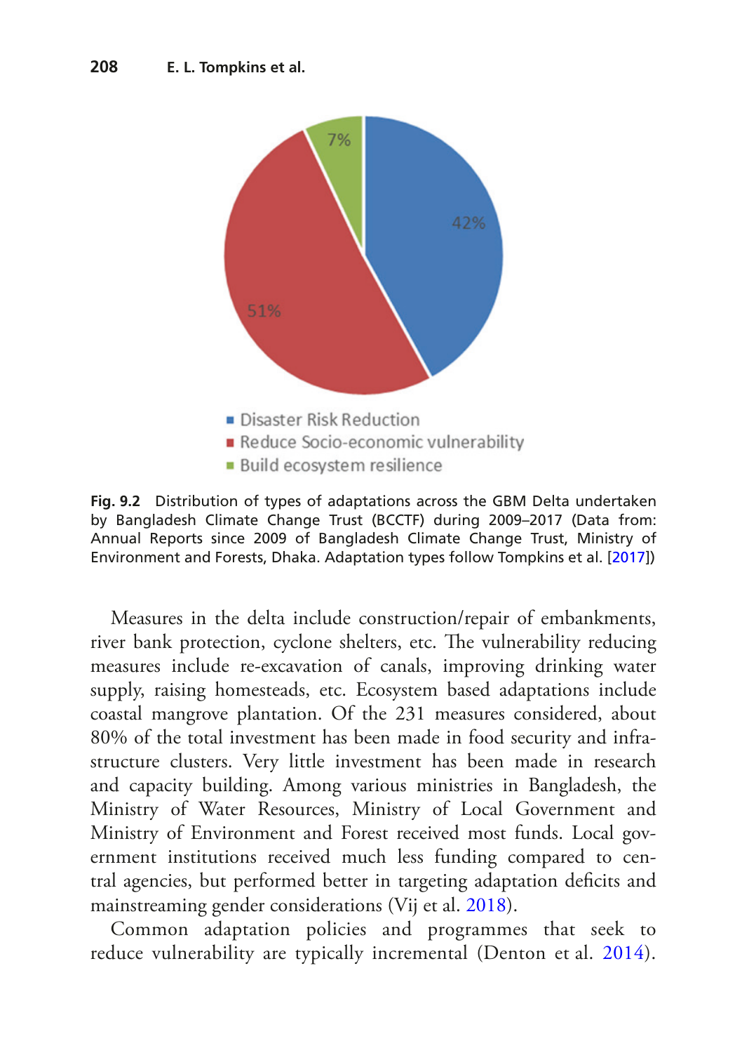**Fig. 9.2** Distribution of types of adaptations across the GBM Delta undertaken by Bangladesh Climate Change Trust (BCCTF) during 2009–2017 (Data from: Annual Reports since 2009 of Bangladesh Climate Change Trust, Ministry of Environment and Forests, Dhaka. Adaptation types follow Tompkins et al. [2017])

Measures in the delta include construction/repair of embankments, river bank protection, cyclone shelters, etc. The vulnerability reducing measures include re-excavation of canals, improving drinking water supply, raising homesteads, etc. Ecosystem based adaptations include coastal mangrove plantation. Of the 231 measures considered, about 80% of the total investment has been made in food security and infrastructure clusters. Very little investment has been made in research and capacity building. Among various ministries in Bangladesh, the Ministry of Water Resources, Ministry of Local Government and Ministry of Environment and Forest received most funds. Local government institutions received much less funding compared to central agencies, but performed better in targeting adaptation deficits and mainstreaming gender considerations (Vij et al. 2018).

Common adaptation policies and programmes that seek to reduce vulnerability are typically incremental (Denton et al. 2014).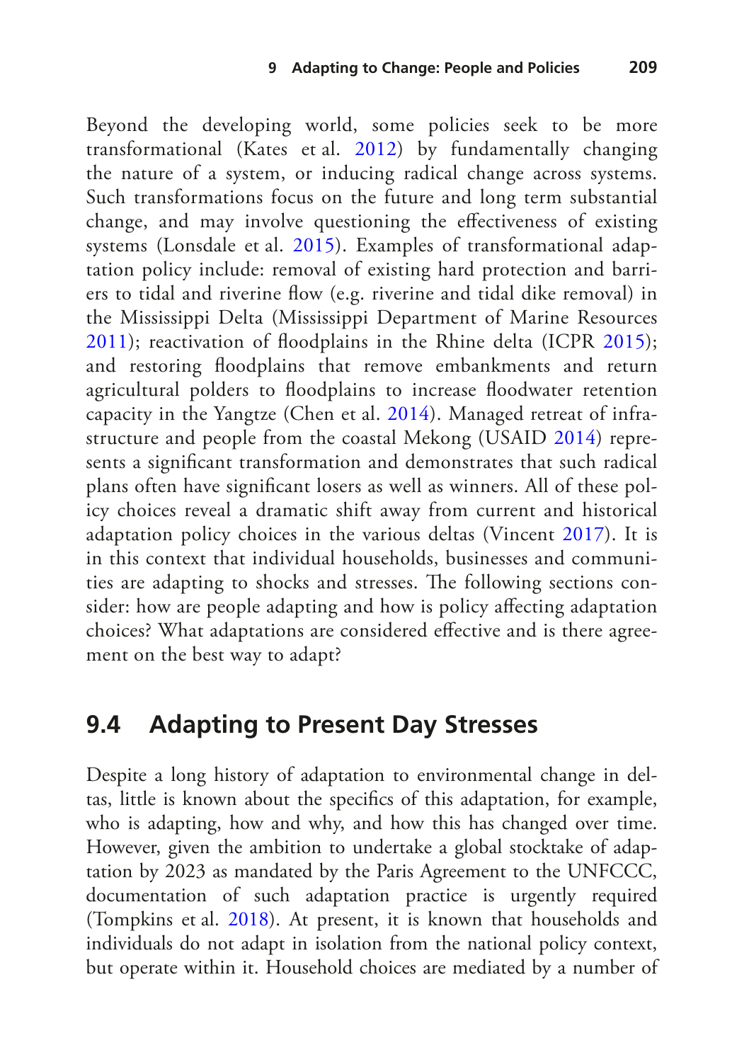Beyond the developing world, some policies seek to be more transformational (Kates et al. 2012) by fundamentally changing the nature of a system, or inducing radical change across systems. Such transformations focus on the future and long term substantial change, and may involve questioning the effectiveness of existing systems (Lonsdale et al. 2015). Examples of transformational adaptation policy include: removal of existing hard protection and barriers to tidal and riverine flow (e.g. riverine and tidal dike removal) in the Mississippi Delta (Mississippi Department of Marine Resources 2011); reactivation of floodplains in the Rhine delta (ICPR 2015); and restoring floodplains that remove embankments and return agricultural polders to floodplains to increase floodwater retention capacity in the Yangtze (Chen et al. 2014). Managed retreat of infrastructure and people from the coastal Mekong (USAID 2014) represents a significant transformation and demonstrates that such radical plans often have significant losers as well as winners. All of these policy choices reveal a dramatic shift away from current and historical adaptation policy choices in the various deltas (Vincent 2017). It is in this context that individual households, businesses and communities are adapting to shocks and stresses. The following sections consider: how are people adapting and how is policy affecting adaptation choices? What adaptations are considered effective and is there agreement on the best way to adapt?

## 9.4 Adapting to Present Day Stresses

Despite a long history of adaptation to environmental change in deltas, little is known about the specifics of this adaptation, for example, who is adapting, how and why, and how this has changed over time. However, given the ambition to undertake a global stocktake of adaptation by 2023 as mandated by the Paris Agreement to the UNFCCC, documentation of such adaptation practice is urgently required (Tompkins et al. 2018). At present, it is known that households and individuals do not adapt in isolation from the national policy context, but operate within it. Household choices are mediated by a number of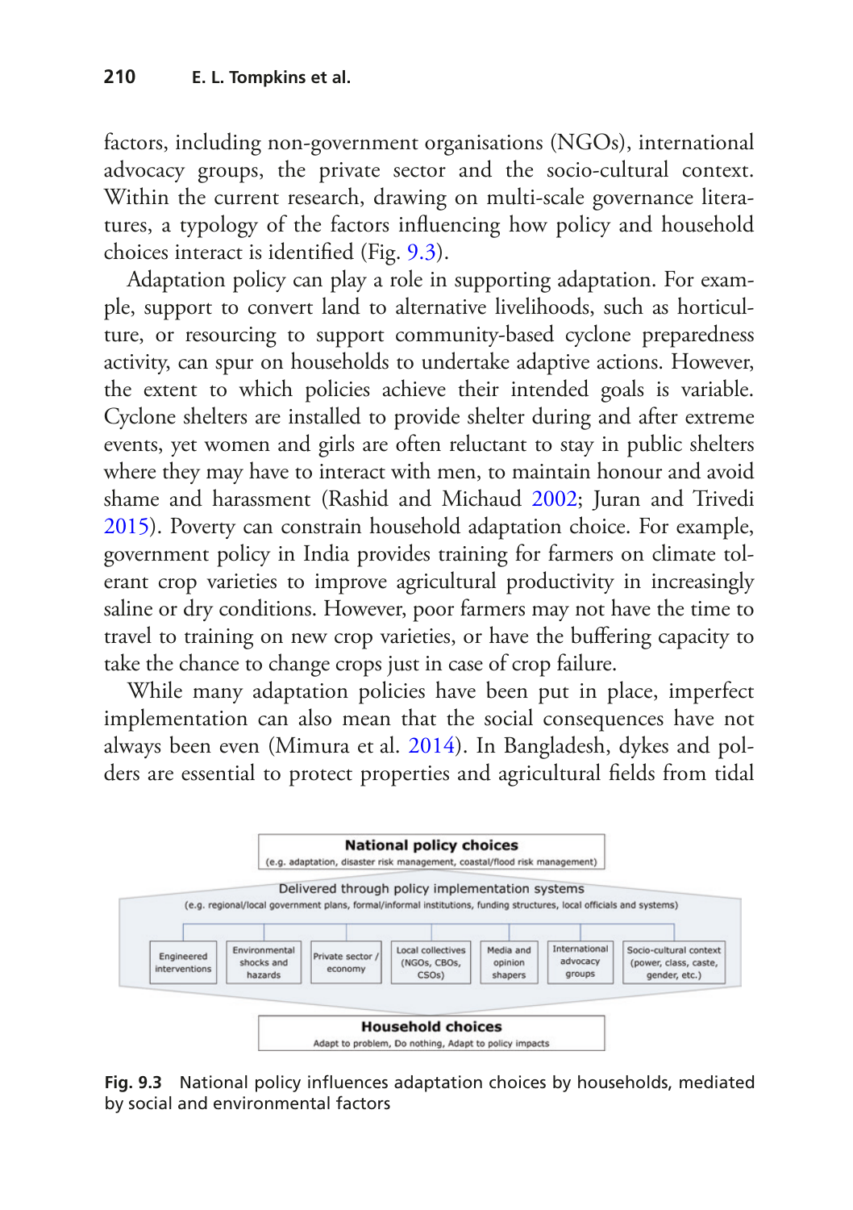factors, including non-government organisations (NGOs), international advocacy groups, the private sector and the socio-cultural context. Within the current research, drawing on multi-scale governance literatures, a typology of the factors influencing how policy and household choices interact is identified (Fig. 9.3).

Adaptation policy can play a role in supporting adaptation. For example, support to convert land to alternative livelihoods, such as horticulture, or resourcing to support community-based cyclone preparedness activity, can spur on households to undertake adaptive actions. However, the extent to which policies achieve their intended goals is variable. Cyclone shelters are installed to provide shelter during and after extreme events, yet women and girls are often reluctant to stay in public shelters where they may have to interact with men, to maintain honour and avoid shame and harassment (Rashid and Michaud 2002; Juran and Trivedi 2015). Poverty can constrain household adaptation choice. For example, government policy in India provides training for farmers on climate tolerant crop varieties to improve agricultural productivity in increasingly saline or dry conditions. However, poor farmers may not have the time to travel to training on new crop varieties, or have the buffering capacity to take the chance to change crops just in case of crop failure.

While many adaptation policies have been put in place, imperfect implementation can also mean that the social consequences have not always been even (Mimura et al. 2014). In Bangladesh, dykes and polders are essential to protect properties and agricultural fields from tidal

**National policy choices**
(e.g. adaptation, disaster risk management, coastal/flood risk management)

Delivered through policy implementation systems
(e.g. regional/local government plans, formal/informal institutions, funding structures, local officials and systems)

Engineered interventions | Environmental shocks and hazards | Private sector / economy | Local collectives (NGOs, CBOs, CSOs) | Media and opinion shapers | International advocacy groups | Socio-cultural context (power, class, caste, gender, etc.)

**Household choices**
Adapt to problem, Do nothing, Adapt to policy impacts

**Fig. 9.3** National policy influences adaptation choices by households, mediated by social and environmental factors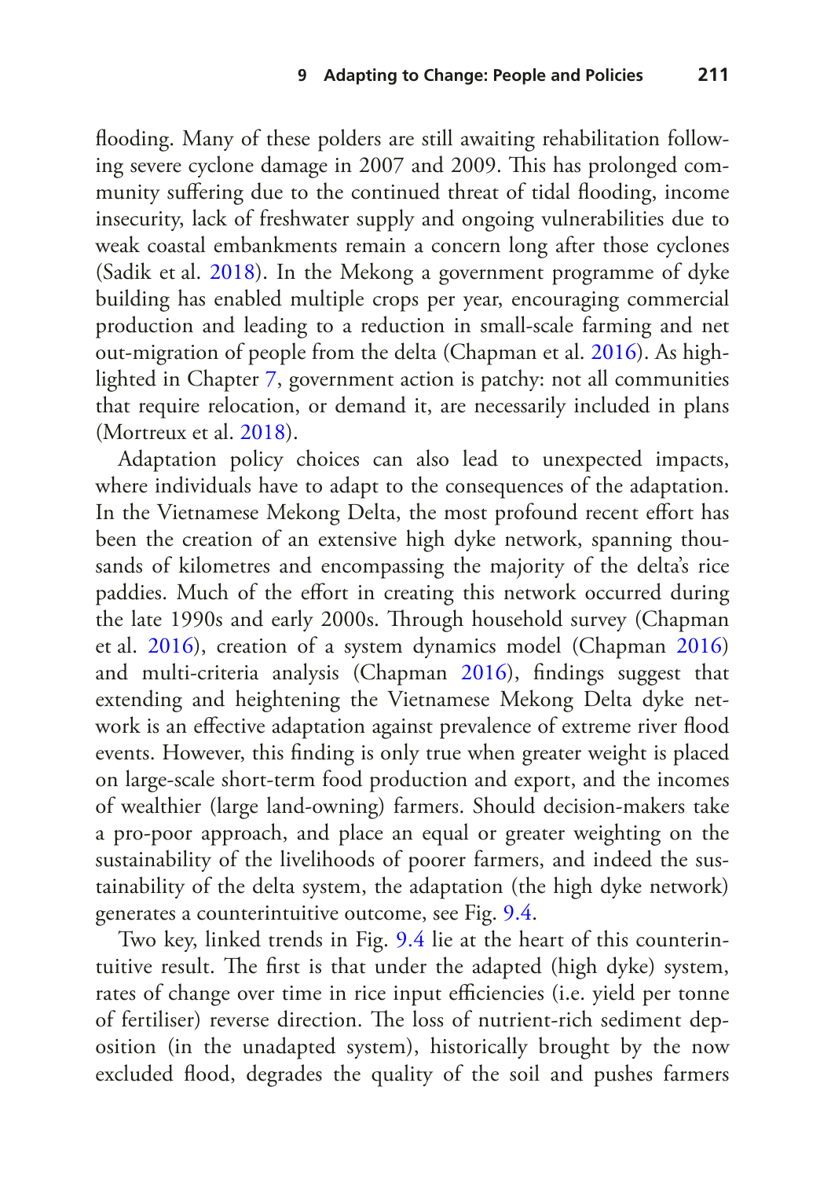flooding. Many of these polders are still awaiting rehabilitation following severe cyclone damage in 2007 and 2009. This has prolonged community suffering due to the continued threat of tidal flooding, income insecurity, lack of freshwater supply and ongoing vulnerabilities due to weak coastal embankments remain a concern long after those cyclones (Sadik et al. 2018). In the Mekong a government programme of dyke building has enabled multiple crops per year, encouraging commercial production and leading to a reduction in small-scale farming and net out-migration of people from the delta (Chapman et al. 2016). As highlighted in Chapter 7, government action is patchy: not all communities that require relocation, or demand it, are necessarily included in plans (Mortreux et al. 2018).

Adaptation policy choices can also lead to unexpected impacts, where individuals have to adapt to the consequences of the adaptation. In the Vietnamese Mekong Delta, the most profound recent effort has been the creation of an extensive high dyke network, spanning thousands of kilometres and encompassing the majority of the delta's rice paddies. Much of the effort in creating this network occurred during the late 1990s and early 2000s. Through household survey (Chapman et al. 2016), creation of a system dynamics model (Chapman 2016) and multi-criteria analysis (Chapman 2016), findings suggest that extending and heightening the Vietnamese Mekong Delta dyke network is an effective adaptation against prevalence of extreme river flood events. However, this finding is only true when greater weight is placed on large-scale short-term food production and export, and the incomes of wealthier (large land-owning) farmers. Should decision-makers take a pro-poor approach, and place an equal or greater weighting on the sustainability of the livelihoods of poorer farmers, and indeed the sustainability of the delta system, the adaptation (the high dyke network) generates a counterintuitive outcome, see Fig. 9.4.

Two key, linked trends in Fig. 9.4 lie at the heart of this counterintuitive result. The first is that under the adapted (high dyke) system, rates of change over time in rice input efficiencies (i.e. yield per tonne of fertiliser) reverse direction. The loss of nutrient-rich sediment deposition (in the unadapted system), historically brought by the now excluded flood, degrades the quality of the soil and pushes farmers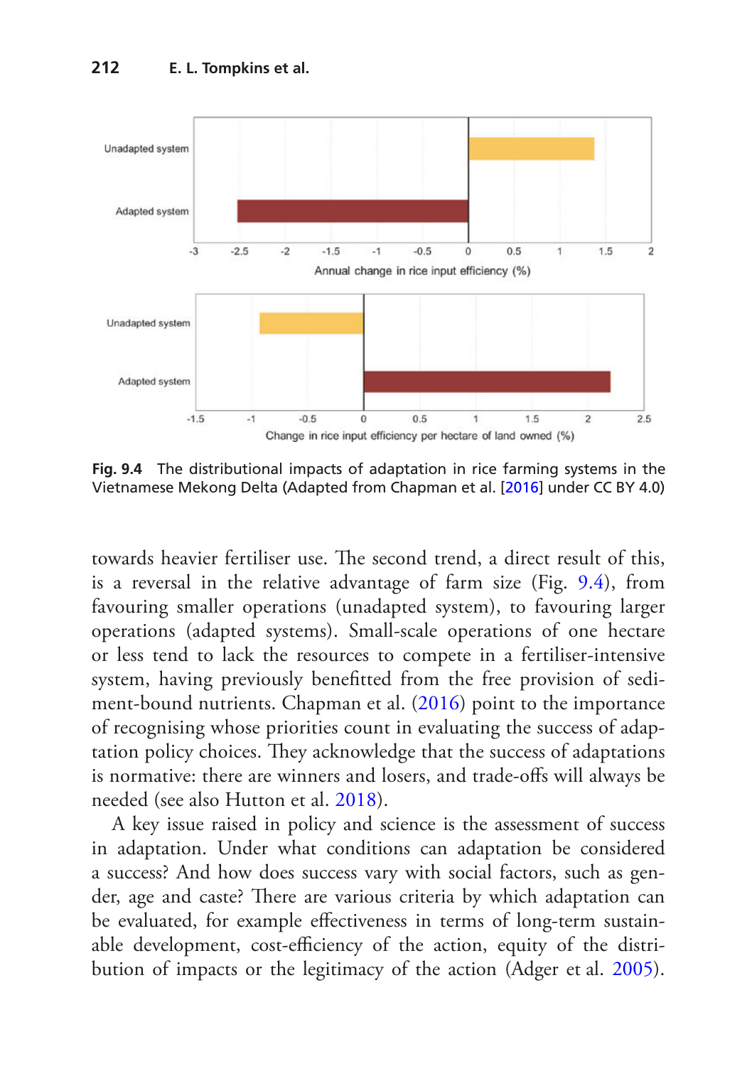Fig. 9.4 The distributional impacts of adaptation in rice farming systems in the Vietnamese Mekong Delta (Adapted from Chapman et al. [2016] under CC BY 4.0)

towards heavier fertiliser use. The second trend, a direct result of this, is a reversal in the relative advantage of farm size (Fig. 9.4), from favouring smaller operations (unadapted system), to favouring larger operations (adapted systems). Small-scale operations of one hectare or less tend to lack the resources to compete in a fertiliser-intensive system, having previously benefitted from the free provision of sediment-bound nutrients. Chapman et al. (2016) point to the importance of recognising whose priorities count in evaluating the success of adaptation policy choices. They acknowledge that the success of adaptations is normative: there are winners and losers, and trade-offs will always be needed (see also Hutton et al. 2018).

A key issue raised in policy and science is the assessment of success in adaptation. Under what conditions can adaptation be considered a success? And how does success vary with social factors, such as gender, age and caste? There are various criteria by which adaptation can be evaluated, for example effectiveness in terms of long-term sustainable development, cost-efficiency of the action, equity of the distribution of impacts or the legitimacy of the action (Adger et al. 2005).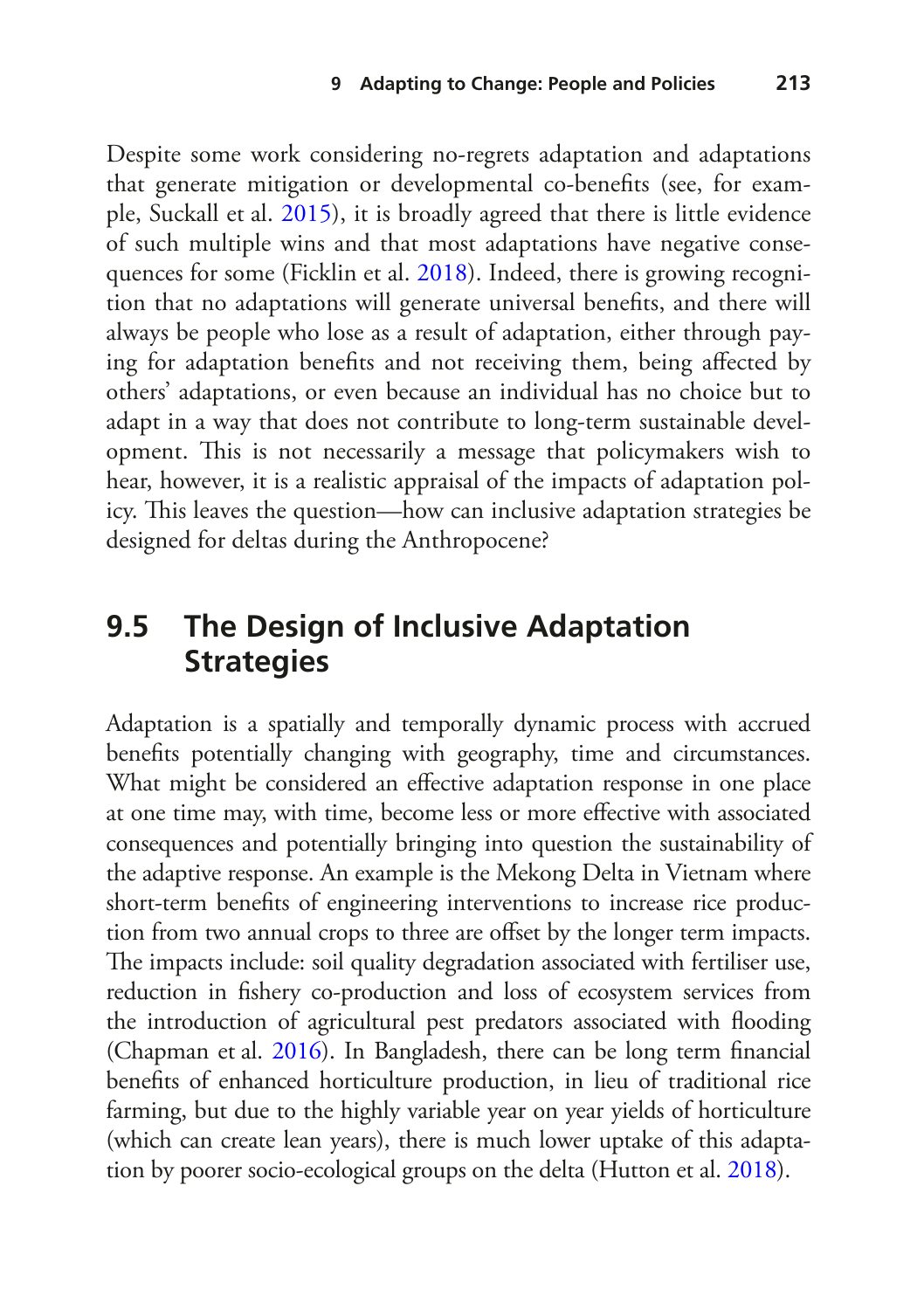Despite some work considering no-regrets adaptation and adaptations that generate mitigation or developmental co-benefits (see, for example, Suckall et al. 2015), it is broadly agreed that there is little evidence of such multiple wins and that most adaptations have negative consequences for some (Ficklin et al. 2018). Indeed, there is growing recognition that no adaptations will generate universal benefits, and there will always be people who lose as a result of adaptation, either through paying for adaptation benefits and not receiving them, being affected by others' adaptations, or even because an individual has no choice but to adapt in a way that does not contribute to long-term sustainable development. This is not necessarily a message that policymakers wish to hear, however, it is a realistic appraisal of the impacts of adaptation policy. This leaves the question—how can inclusive adaptation strategies be designed for deltas during the Anthropocene?

## 9.5 The Design of Inclusive Adaptation Strategies

Adaptation is a spatially and temporally dynamic process with accrued benefits potentially changing with geography, time and circumstances. What might be considered an effective adaptation response in one place at one time may, with time, become less or more effective with associated consequences and potentially bringing into question the sustainability of the adaptive response. An example is the Mekong Delta in Vietnam where short-term benefits of engineering interventions to increase rice production from two annual crops to three are offset by the longer term impacts. The impacts include: soil quality degradation associated with fertiliser use, reduction in fishery co-production and loss of ecosystem services from the introduction of agricultural pest predators associated with flooding (Chapman et al. 2016). In Bangladesh, there can be long term financial benefits of enhanced horticulture production, in lieu of traditional rice farming, but due to the highly variable year on year yields of horticulture (which can create lean years), there is much lower uptake of this adaptation by poorer socio-ecological groups on the delta (Hutton et al. 2018).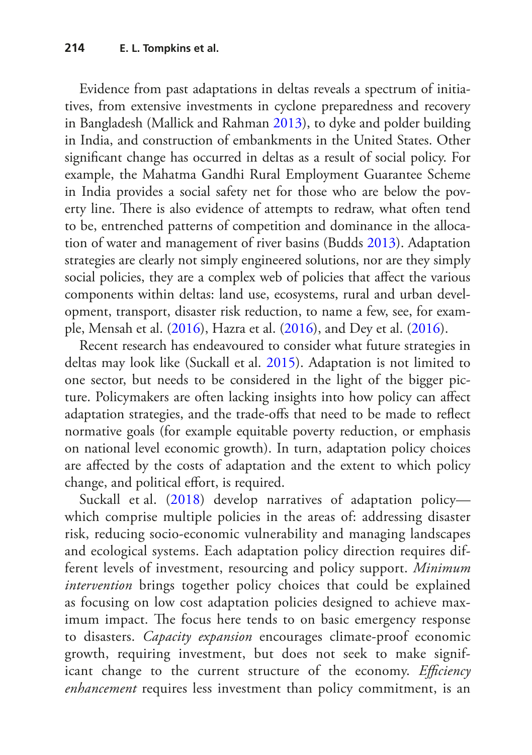Evidence from past adaptations in deltas reveals a spectrum of initiatives, from extensive investments in cyclone preparedness and recovery in Bangladesh (Mallick and Rahman 2013), to dyke and polder building in India, and construction of embankments in the United States. Other significant change has occurred in deltas as a result of social policy. For example, the Mahatma Gandhi Rural Employment Guarantee Scheme in India provides a social safety net for those who are below the poverty line. There is also evidence of attempts to redraw, what often tend to be, entrenched patterns of competition and dominance in the allocation of water and management of river basins (Budds 2013). Adaptation strategies are clearly not simply engineered solutions, nor are they simply social policies, they are a complex web of policies that affect the various components within deltas: land use, ecosystems, rural and urban development, transport, disaster risk reduction, to name a few, see, for example, Mensah et al. (2016), Hazra et al. (2016), and Dey et al. (2016).

Recent research has endeavoured to consider what future strategies in deltas may look like (Suckall et al. 2015). Adaptation is not limited to one sector, but needs to be considered in the light of the bigger picture. Policymakers are often lacking insights into how policy can affect adaptation strategies, and the trade-offs that need to be made to reflect normative goals (for example equitable poverty reduction, or emphasis on national level economic growth). In turn, adaptation policy choices are affected by the costs of adaptation and the extent to which policy change, and political effort, is required.

Suckall et al. (2018) develop narratives of adaptation policy—which comprise multiple policies in the areas of: addressing disaster risk, reducing socio-economic vulnerability and managing landscapes and ecological systems. Each adaptation policy direction requires different levels of investment, resourcing and policy support. *Minimum intervention* brings together policy choices that could be explained as focusing on low cost adaptation policies designed to achieve maximum impact. The focus here tends to on basic emergency response to disasters. *Capacity expansion* encourages climate-proof economic growth, requiring investment, but does not seek to make significant change to the current structure of the economy. *Efficiency enhancement* requires less investment than policy commitment, is an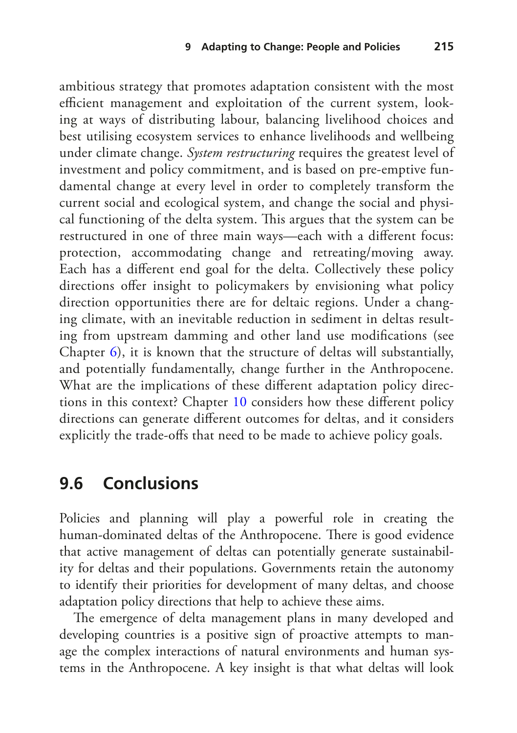ambitious strategy that promotes adaptation consistent with the most efficient management and exploitation of the current system, looking at ways of distributing labour, balancing livelihood choices and best utilising ecosystem services to enhance livelihoods and wellbeing under climate change. *System restructuring* requires the greatest level of investment and policy commitment, and is based on pre-emptive fundamental change at every level in order to completely transform the current social and ecological system, and change the social and physical functioning of the delta system. This argues that the system can be restructured in one of three main ways—each with a different focus: protection, accommodating change and retreating/moving away. Each has a different end goal for the delta. Collectively these policy directions offer insight to policymakers by envisioning what policy direction opportunities there are for deltaic regions. Under a changing climate, with an inevitable reduction in sediment in deltas resulting from upstream damming and other land use modifications (see Chapter 6), it is known that the structure of deltas will substantially, and potentially fundamentally, change further in the Anthropocene. What are the implications of these different adaptation policy directions in this context? Chapter 10 considers how these different policy directions can generate different outcomes for deltas, and it considers explicitly the trade-offs that need to be made to achieve policy goals.

## 9.6 Conclusions

Policies and planning will play a powerful role in creating the human-dominated deltas of the Anthropocene. There is good evidence that active management of deltas can potentially generate sustainability for deltas and their populations. Governments retain the autonomy to identify their priorities for development of many deltas, and choose adaptation policy directions that help to achieve these aims.

The emergence of delta management plans in many developed and developing countries is a positive sign of proactive attempts to manage the complex interactions of natural environments and human systems in the Anthropocene. A key insight is that what deltas will look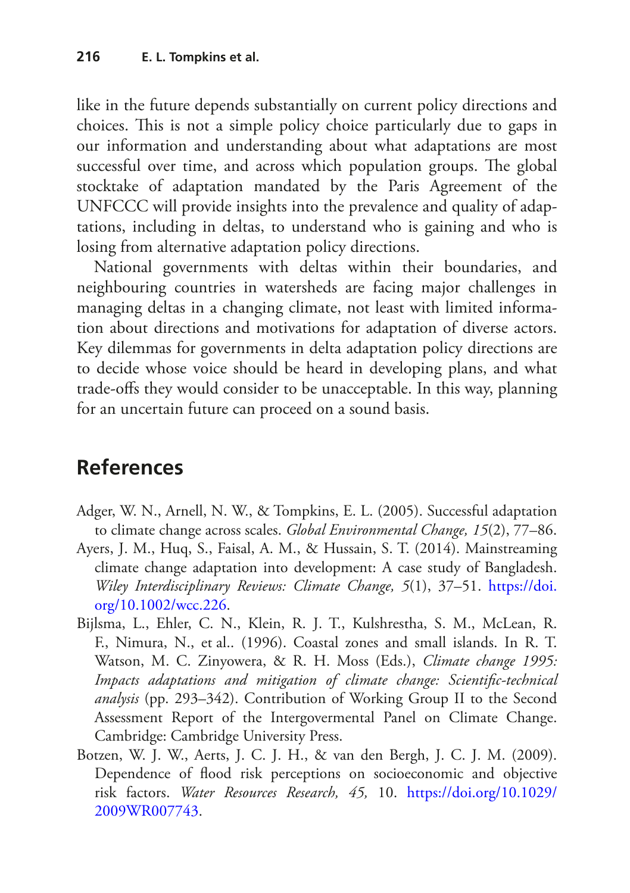like in the future depends substantially on current policy directions and choices. This is not a simple policy choice particularly due to gaps in our information and understanding about what adaptations are most successful over time, and across which population groups. The global stocktake of adaptation mandated by the Paris Agreement of the UNFCCC will provide insights into the prevalence and quality of adaptations, including in deltas, to understand who is gaining and who is losing from alternative adaptation policy directions.

National governments with deltas within their boundaries, and neighbouring countries in watersheds are facing major challenges in managing deltas in a changing climate, not least with limited information about directions and motivations for adaptation of diverse actors. Key dilemmas for governments in delta adaptation policy directions are to decide whose voice should be heard in developing plans, and what trade-offs they would consider to be unacceptable. In this way, planning for an uncertain future can proceed on a sound basis.

## References

Adger, W. N., Arnell, N. W., & Tompkins, E. L. (2005). Successful adaptation to climate change across scales. *Global Environmental Change, 15*(2), 77–86.

Ayers, J. M., Huq, S., Faisal, A. M., & Hussain, S. T. (2014). Mainstreaming climate change adaptation into development: A case study of Bangladesh. *Wiley Interdisciplinary Reviews: Climate Change, 5*(1), 37–51. https://doi.org/10.1002/wcc.226.

Bijlsma, L., Ehler, C. N., Klein, R. J. T., Kulshrestha, S. M., McLean, R. F., Nimura, N., et al.. (1996). Coastal zones and small islands. In R. T. Watson, M. C. Zinyowera, & R. H. Moss (Eds.), *Climate change 1995: Impacts adaptations and mitigation of climate change: Scientific-technical analysis* (pp. 293–342). Contribution of Working Group II to the Second Assessment Report of the Intergovernmental Panel on Climate Change. Cambridge: Cambridge University Press.

Botzen, W. J. W., Aerts, J. C. J. H., & van den Bergh, J. C. J. M. (2009). Dependence of flood risk perceptions on socioeconomic and objective risk factors. *Water Resources Research, 45,* 10. https://doi.org/10.1029/2009WR007743.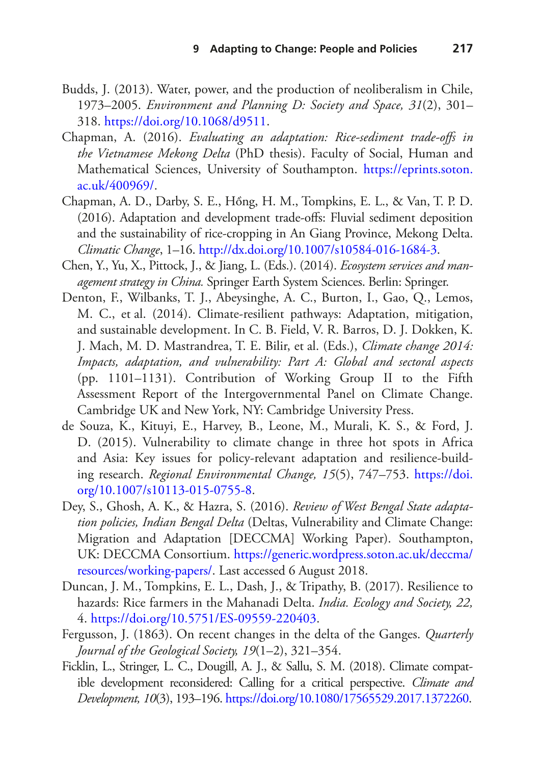Budds, J. (2013). Water, power, and the production of neoliberalism in Chile, 1973–2005. *Environment and Planning D: Society and Space, 31*(2), 301–318. https://doi.org/10.1068/d9511.

Chapman, A. (2016). *Evaluating an adaptation: Rice-sediment trade-offs in the Vietnamese Mekong Delta* (PhD thesis). Faculty of Social, Human and Mathematical Sciences, University of Southampton. https://eprints.soton.ac.uk/400969/.

Chapman, A. D., Darby, S. E., Hồng, H. M., Tompkins, E. L., & Van, T. P. D. (2016). Adaptation and development trade-offs: Fluvial sediment deposition and the sustainability of rice-cropping in An Giang Province, Mekong Delta. *Climatic Change*, 1–16. http://dx.doi.org/10.1007/s10584-016-1684-3.

Chen, Y., Yu, X., Pittock, J., & Jiang, L. (Eds.). (2014). *Ecosystem services and management strategy in China.* Springer Earth System Sciences. Berlin: Springer.

Denton, F., Wilbanks, T. J., Abeysinghe, A. C., Burton, I., Gao, Q., Lemos, M. C., et al. (2014). Climate-resilient pathways: Adaptation, mitigation, and sustainable development. In C. B. Field, V. R. Barros, D. J. Dokken, K. J. Mach, M. D. Mastrandrea, T. E. Bilir, et al. (Eds.), *Climate change 2014: Impacts, adaptation, and vulnerability: Part A: Global and sectoral aspects* (pp. 1101–1131). Contribution of Working Group II to the Fifth Assessment Report of the Intergovernmental Panel on Climate Change. Cambridge UK and New York, NY: Cambridge University Press.

de Souza, K., Kituyi, E., Harvey, B., Leone, M., Murali, K. S., & Ford, J. D. (2015). Vulnerability to climate change in three hot spots in Africa and Asia: Key issues for policy-relevant adaptation and resilience-building research. *Regional Environmental Change, 15*(5), 747–753. https://doi.org/10.1007/s10113-015-0755-8.

Dey, S., Ghosh, A. K., & Hazra, S. (2016). *Review of West Bengal State adaptation policies, Indian Bengal Delta* (Deltas, Vulnerability and Climate Change: Migration and Adaptation [DECCMA] Working Paper). Southampton, UK: DECCMA Consortium. https://generic.wordpress.soton.ac.uk/deccma/resources/working-papers/. Last accessed 6 August 2018.

Duncan, J. M., Tompkins, E. L., Dash, J., & Tripathy, B. (2017). Resilience to hazards: Rice farmers in the Mahanadi Delta. *India. Ecology and Society, 22,* 4. https://doi.org/10.5751/ES-09559-220403.

Fergusson, J. (1863). On recent changes in the delta of the Ganges. *Quarterly Journal of the Geological Society, 19*(1–2), 321–354.

Ficklin, L., Stringer, L. C., Dougill, A. J., & Sallu, S. M. (2018). Climate compatible development reconsidered: Calling for a critical perspective. *Climate and Development, 10*(3), 193–196. https://doi.org/10.1080/17565529.2017.1372260.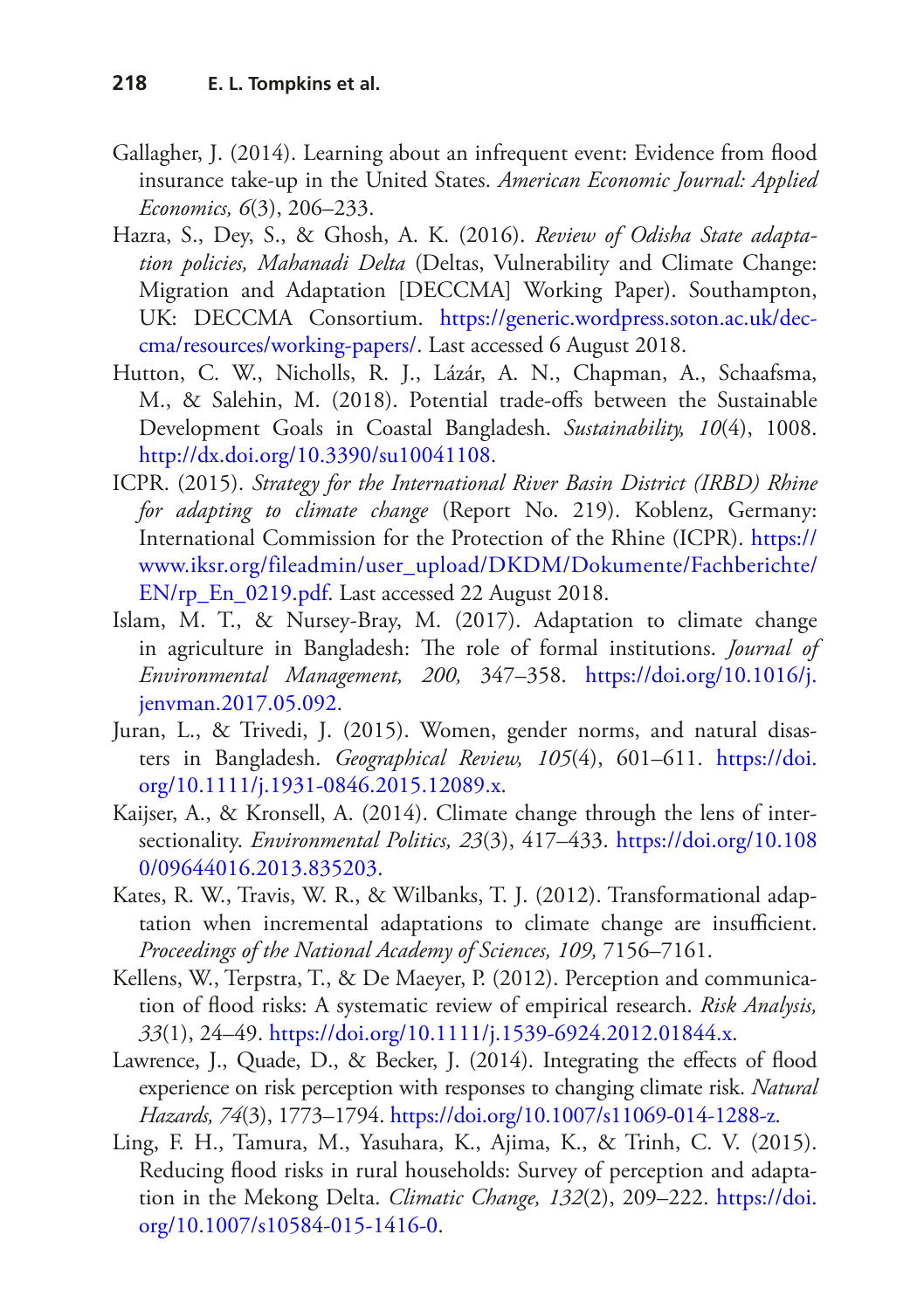Gallagher, J. (2014). Learning about an infrequent event: Evidence from flood insurance take-up in the United States. *American Economic Journal: Applied Economics, 6*(3), 206–233.

Hazra, S., Dey, S., & Ghosh, A. K. (2016). *Review of Odisha State adaptation policies, Mahanadi Delta* (Deltas, Vulnerability and Climate Change: Migration and Adaptation [DECCMA] Working Paper). Southampton, UK: DECCMA Consortium. https://generic.wordpress.soton.ac.uk/deccma/resources/working-papers/. Last accessed 6 August 2018.

Hutton, C. W., Nicholls, R. J., Lázár, A. N., Chapman, A., Schaafsma, M., & Salehin, M. (2018). Potential trade-offs between the Sustainable Development Goals in Coastal Bangladesh. *Sustainability, 10*(4), 1008. http://dx.doi.org/10.3390/su10041108.

ICPR. (2015). *Strategy for the International River Basin District (IRBD) Rhine for adapting to climate change* (Report No. 219). Koblenz, Germany: International Commission for the Protection of the Rhine (ICPR). https://www.iksr.org/fileadmin/user_upload/DKDM/Dokumente/Fachberichte/EN/rp_En_0219.pdf. Last accessed 22 August 2018.

Islam, M. T., & Nursey-Bray, M. (2017). Adaptation to climate change in agriculture in Bangladesh: The role of formal institutions. *Journal of Environmental Management, 200,* 347–358. https://doi.org/10.1016/j.jenvman.2017.05.092.

Juran, L., & Trivedi, J. (2015). Women, gender norms, and natural disasters in Bangladesh. *Geographical Review, 105*(4), 601–611. https://doi.org/10.1111/j.1931-0846.2015.12089.x.

Kaijser, A., & Kronsell, A. (2014). Climate change through the lens of intersectionality. *Environmental Politics, 23*(3), 417–433. https://doi.org/10.1080/09644016.2013.835203.

Kates, R. W., Travis, W. R., & Wilbanks, T. J. (2012). Transformational adaptation when incremental adaptations to climate change are insufficient. *Proceedings of the National Academy of Sciences, 109,* 7156–7161.

Kellens, W., Terpstra, T., & De Maeyer, P. (2012). Perception and communication of flood risks: A systematic review of empirical research. *Risk Analysis, 33*(1), 24–49. https://doi.org/10.1111/j.1539-6924.2012.01844.x.

Lawrence, J., Quade, D., & Becker, J. (2014). Integrating the effects of flood experience on risk perception with responses to changing climate risk. *Natural Hazards, 74*(3), 1773–1794. https://doi.org/10.1007/s11069-014-1288-z.

Ling, F. H., Tamura, M., Yasuhara, K., Ajima, K., & Trinh, C. V. (2015). Reducing flood risks in rural households: Survey of perception and adaptation in the Mekong Delta. *Climatic Change, 132*(2), 209–222. https://doi.org/10.1007/s10584-015-1416-0.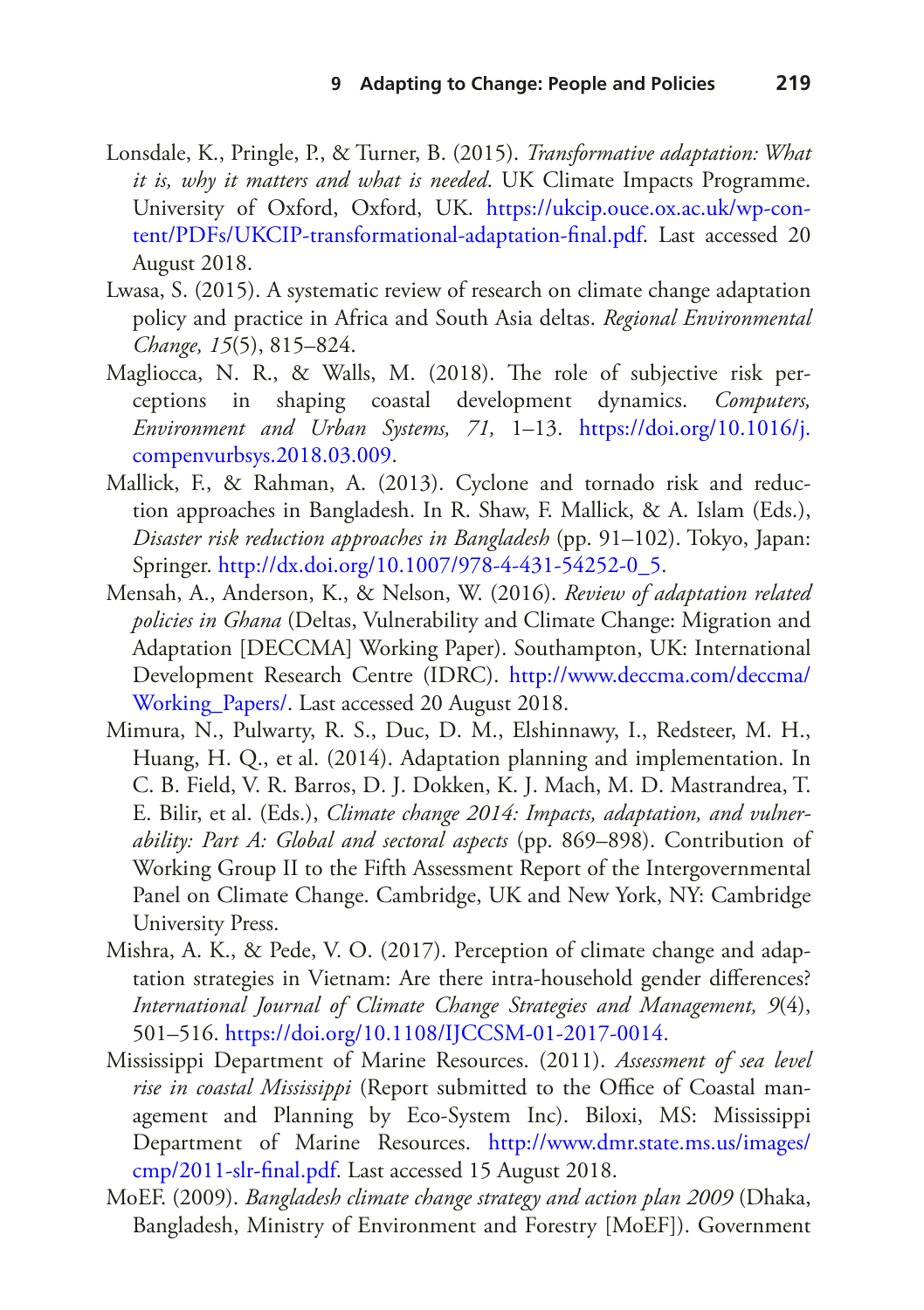Lonsdale, K., Pringle, P., & Turner, B. (2015). *Transformative adaptation: What it is, why it matters and what is needed*. UK Climate Impacts Programme. University of Oxford, Oxford, UK. https://ukcip.ouce.ox.ac.uk/wp-content/PDFs/UKCIP-transformational-adaptation-final.pdf. Last accessed 20 August 2018.

Lwasa, S. (2015). A systematic review of research on climate change adaptation policy and practice in Africa and South Asia deltas. *Regional Environmental Change, 15*(5), 815–824.

Magliocca, N. R., & Walls, M. (2018). The role of subjective risk perceptions in shaping coastal development dynamics. *Computers, Environment and Urban Systems, 71,* 1–13. https://doi.org/10.1016/j.compenvurbsys.2018.03.009.

Mallick, F., & Rahman, A. (2013). Cyclone and tornado risk and reduction approaches in Bangladesh. In R. Shaw, F. Mallick, & A. Islam (Eds.), *Disaster risk reduction approaches in Bangladesh* (pp. 91–102). Tokyo, Japan: Springer. http://dx.doi.org/10.1007/978-4-431-54252-0_5.

Mensah, A., Anderson, K., & Nelson, W. (2016). *Review of adaptation related policies in Ghana* (Deltas, Vulnerability and Climate Change: Migration and Adaptation [DECCMA] Working Paper). Southampton, UK: International Development Research Centre (IDRC). http://www.deccma.com/deccma/Working_Papers/. Last accessed 20 August 2018.

Mimura, N., Pulwarty, R. S., Duc, D. M., Elshinnawy, I., Redsteer, M. H., Huang, H. Q., et al. (2014). Adaptation planning and implementation. In C. B. Field, V. R. Barros, D. J. Dokken, K. J. Mach, M. D. Mastrandrea, T. E. Bilir, et al. (Eds.), *Climate change 2014: Impacts, adaptation, and vulnerability: Part A: Global and sectoral aspects* (pp. 869–898). Contribution of Working Group II to the Fifth Assessment Report of the Intergovernmental Panel on Climate Change. Cambridge, UK and New York, NY: Cambridge University Press.

Mishra, A. K., & Pede, V. O. (2017). Perception of climate change and adaptation strategies in Vietnam: Are there intra-household gender differences? *International Journal of Climate Change Strategies and Management, 9*(4), 501–516. https://doi.org/10.1108/IJCCSM-01-2017-0014.

Mississippi Department of Marine Resources. (2011). *Assessment of sea level rise in coastal Mississippi* (Report submitted to the Office of Coastal management and Planning by Eco-System Inc). Biloxi, MS: Mississippi Department of Marine Resources. http://www.dmr.state.ms.us/images/cmp/2011-slr-final.pdf. Last accessed 15 August 2018.

MoEF. (2009). *Bangladesh climate change strategy and action plan 2009* (Dhaka, Bangladesh, Ministry of Environment and Forestry [MoEF]). Government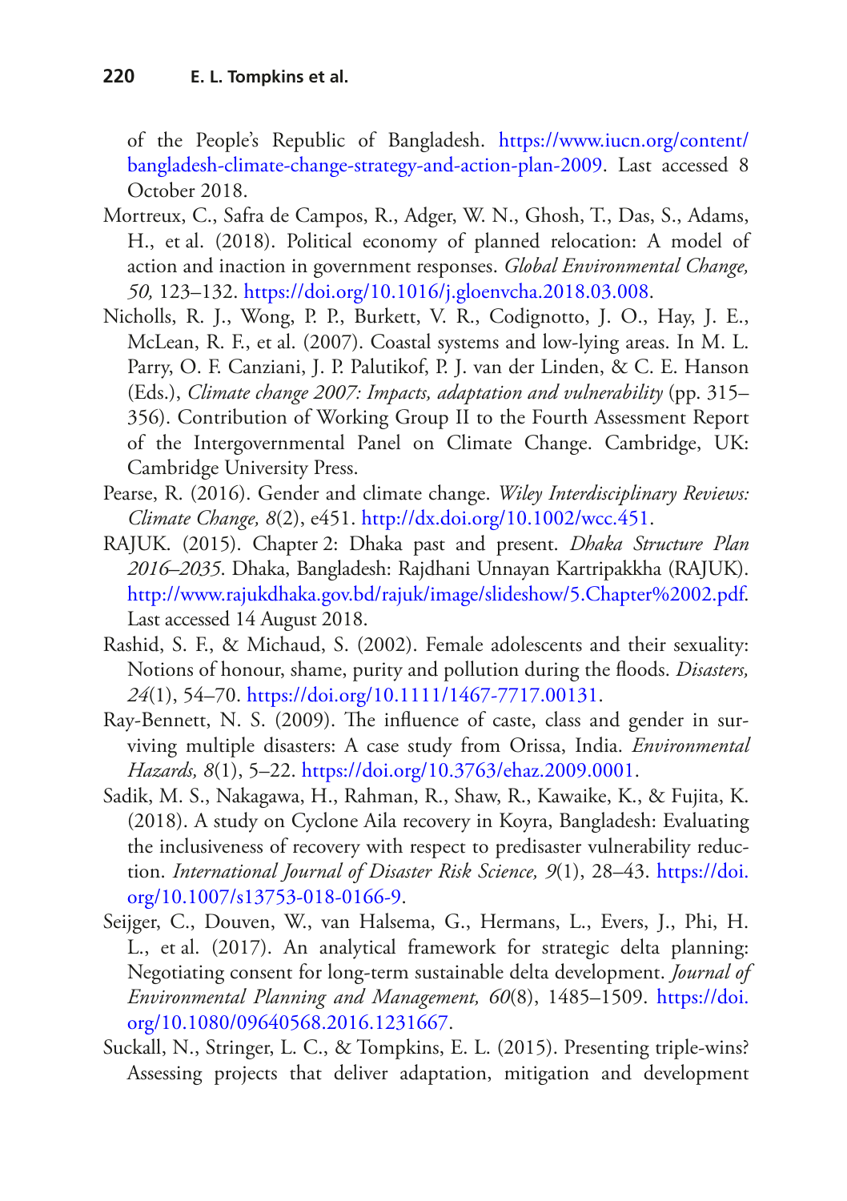of the People's Republic of Bangladesh. https://www.iucn.org/content/bangladesh-climate-change-strategy-and-action-plan-2009. Last accessed 8 October 2018.

Mortreux, C., Safra de Campos, R., Adger, W. N., Ghosh, T., Das, S., Adams, H., et al. (2018). Political economy of planned relocation: A model of action and inaction in government responses. *Global Environmental Change, 50,* 123–132. https://doi.org/10.1016/j.gloenvcha.2018.03.008.

Nicholls, R. J., Wong, P. P., Burkett, V. R., Codignotto, J. O., Hay, J. E., McLean, R. F., et al. (2007). Coastal systems and low-lying areas. In M. L. Parry, O. F. Canziani, J. P. Palutikof, P. J. van der Linden, & C. E. Hanson (Eds.), *Climate change 2007: Impacts, adaptation and vulnerability* (pp. 315–356). Contribution of Working Group II to the Fourth Assessment Report of the Intergovernmental Panel on Climate Change. Cambridge, UK: Cambridge University Press.

Pearse, R. (2016). Gender and climate change. *Wiley Interdisciplinary Reviews: Climate Change, 8*(2), e451. http://dx.doi.org/10.1002/wcc.451.

RAJUK. (2015). Chapter 2: Dhaka past and present. *Dhaka Structure Plan 2016–2035*. Dhaka, Bangladesh: Rajdhani Unnayan Kartripakkha (RAJUK). http://www.rajukdhaka.gov.bd/rajuk/image/slideshow/5.Chapter%2002.pdf. Last accessed 14 August 2018.

Rashid, S. F., & Michaud, S. (2002). Female adolescents and their sexuality: Notions of honour, shame, purity and pollution during the floods. *Disasters, 24*(1), 54–70. https://doi.org/10.1111/1467-7717.00131.

Ray-Bennett, N. S. (2009). The influence of caste, class and gender in surviving multiple disasters: A case study from Orissa, India. *Environmental Hazards, 8*(1), 5–22. https://doi.org/10.3763/ehaz.2009.0001.

Sadik, M. S., Nakagawa, H., Rahman, R., Shaw, R., Kawaike, K., & Fujita, K. (2018). A study on Cyclone Aila recovery in Koyra, Bangladesh: Evaluating the inclusiveness of recovery with respect to predisaster vulnerability reduction. *International Journal of Disaster Risk Science, 9*(1), 28–43. https://doi.org/10.1007/s13753-018-0166-9.

Seijger, C., Douven, W., van Halsema, G., Hermans, L., Evers, J., Phi, H. L., et al. (2017). An analytical framework for strategic delta planning: Negotiating consent for long-term sustainable delta development. *Journal of Environmental Planning and Management, 60*(8), 1485–1509. https://doi.org/10.1080/09640568.2016.1231667.

Suckall, N., Stringer, L. C., & Tompkins, E. L. (2015). Presenting triple-wins? Assessing projects that deliver adaptation, mitigation and development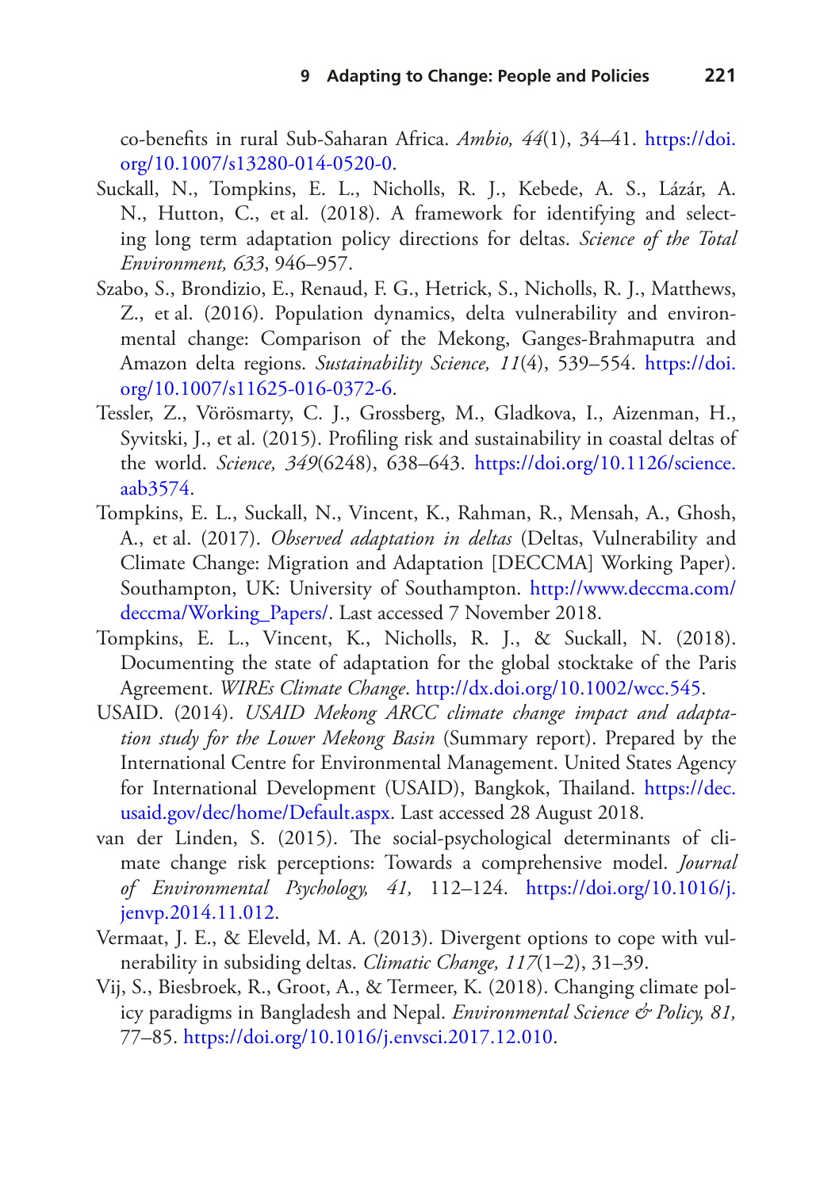co-benefits in rural Sub-Saharan Africa. *Ambio, 44*(1), 34–41. https://doi.org/10.1007/s13280-014-0520-0.

Suckall, N., Tompkins, E. L., Nicholls, R. J., Kebede, A. S., Lázár, A. N., Hutton, C., et al. (2018). A framework for identifying and selecting long term adaptation policy directions for deltas. *Science of the Total Environment, 633*, 946–957.

Szabo, S., Brondizio, E., Renaud, F. G., Hetrick, S., Nicholls, R. J., Matthews, Z., et al. (2016). Population dynamics, delta vulnerability and environmental change: Comparison of the Mekong, Ganges-Brahmaputra and Amazon delta regions. *Sustainability Science, 11*(4), 539–554. https://doi.org/10.1007/s11625-016-0372-6.

Tessler, Z., Vörösmarty, C. J., Grossberg, M., Gladkova, I., Aizenman, H., Syvitski, J., et al. (2015). Profiling risk and sustainability in coastal deltas of the world. *Science, 349*(6248), 638–643. https://doi.org/10.1126/science.aab3574.

Tompkins, E. L., Suckall, N., Vincent, K., Rahman, R., Mensah, A., Ghosh, A., et al. (2017). *Observed adaptation in deltas* (Deltas, Vulnerability and Climate Change: Migration and Adaptation [DECCMA] Working Paper). Southampton, UK: University of Southampton. http://www.deccma.com/deccma/Working_Papers/. Last accessed 7 November 2018.

Tompkins, E. L., Vincent, K., Nicholls, R. J., & Suckall, N. (2018). Documenting the state of adaptation for the global stocktake of the Paris Agreement. *WIREs Climate Change*. http://dx.doi.org/10.1002/wcc.545.

USAID. (2014). *USAID Mekong ARCC climate change impact and adaptation study for the Lower Mekong Basin* (Summary report). Prepared by the International Centre for Environmental Management. United States Agency for International Development (USAID), Bangkok, Thailand. https://dec.usaid.gov/dec/home/Default.aspx. Last accessed 28 August 2018.

van der Linden, S. (2015). The social-psychological determinants of climate change risk perceptions: Towards a comprehensive model. *Journal of Environmental Psychology, 41,* 112–124. https://doi.org/10.1016/j.jenvp.2014.11.012.

Vermaat, J. E., & Eleveld, M. A. (2013). Divergent options to cope with vulnerability in subsiding deltas. *Climatic Change, 117*(1–2), 31–39.

Vij, S., Biesbroek, R., Groot, A., & Termeer, K. (2018). Changing climate policy paradigms in Bangladesh and Nepal. *Environmental Science & Policy, 81,* 77–85. https://doi.org/10.1016/j.envsci.2017.12.010.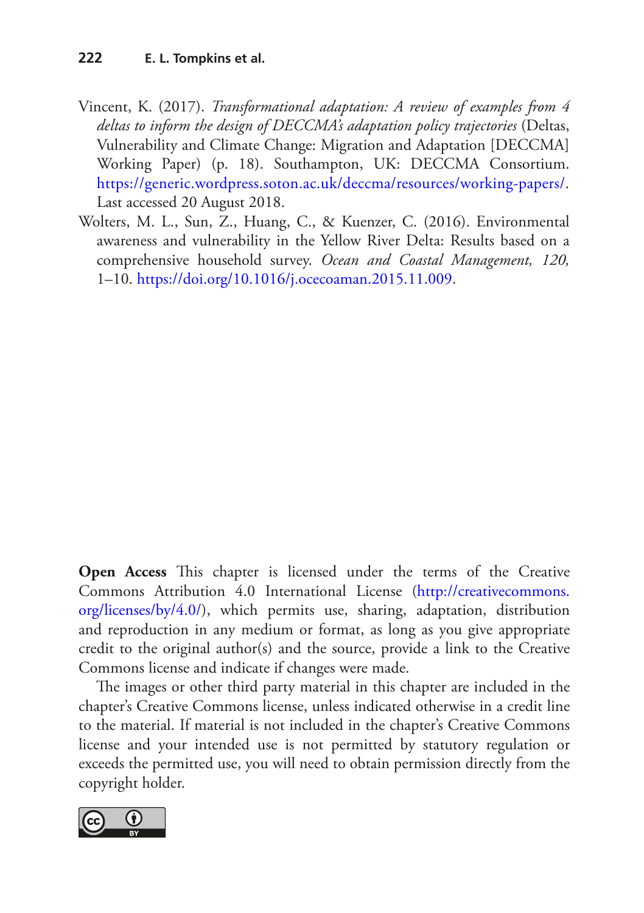Vincent, K. (2017). *Transformational adaptation: A review of examples from 4 deltas to inform the design of DECCMA's adaptation policy trajectories* (Deltas, Vulnerability and Climate Change: Migration and Adaptation [DECCMA] Working Paper) (p. 18). Southampton, UK: DECCMA Consortium. https://generic.wordpress.soton.ac.uk/deccma/resources/working-papers/. Last accessed 20 August 2018.

Wolters, M. L., Sun, Z., Huang, C., & Kuenzer, C. (2016). Environmental awareness and vulnerability in the Yellow River Delta: Results based on a comprehensive household survey. *Ocean and Coastal Management, 120,* 1–10. https://doi.org/10.1016/j.ocecoaman.2015.11.009.

**Open Access** This chapter is licensed under the terms of the Creative Commons Attribution 4.0 International License (http://creativecommons.org/licenses/by/4.0/), which permits use, sharing, adaptation, distribution and reproduction in any medium or format, as long as you give appropriate credit to the original author(s) and the source, provide a link to the Creative Commons license and indicate if changes were made.

The images or other third party material in this chapter are included in the chapter's Creative Commons license, unless indicated otherwise in a credit line to the material. If material is not included in the chapter's Creative Commons license and your intended use is not permitted by statutory regulation or exceeds the permitted use, you will need to obtain permission directly from the copyright holder.